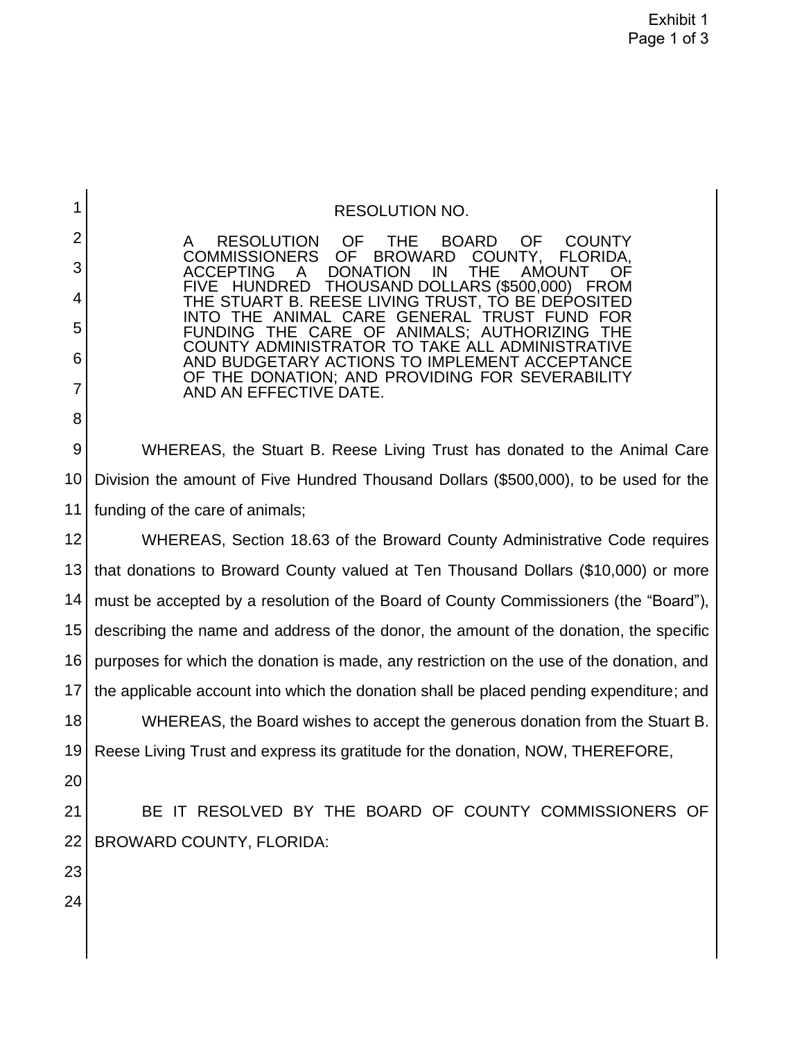RESOLUTION NO.

A RESOLUTION OF THE BOARD OF COUNTY COMMISSIONERS OF BROWARD COUNTY, FLORIDA, ACCEPTING A DONATION IN THE AMOUNT OF FIVE HUNDRED THOUSAND DOLLARS ($500,000) FROM THE STUART B. REESE LIVING TRUST, TO BE DEPOSITED INTO THE ANIMAL CARE GENERAL TRUST FUND FOR FUNDING THE CARE OF ANIMALS; AUTHORIZING THE COUNTY ADMINISTRATOR TO TAKE ALL ADMINISTRATIVE AND BUDGETARY ACTIONS TO IMPLEMENT ACCEPTANCE OF THE DONATION; AND PROVIDING FOR SEVERABILITY AND AN EFFECTIVE DATE.

WHEREAS, the Stuart B. Reese Living Trust has donated to the Animal Care Division the amount of Five Hundred Thousand Dollars ($500,000), to be used for the funding of the care of animals;

WHEREAS, Section 18.63 of the Broward County Administrative Code requires that donations to Broward County valued at Ten Thousand Dollars ($10,000) or more must be accepted by a resolution of the Board of County Commissioners (the "Board"), describing the name and address of the donor, the amount of the donation, the specific purposes for which the donation is made, any restriction on the use of the donation, and the applicable account into which the donation shall be placed pending expenditure; and

WHEREAS, the Board wishes to accept the generous donation from the Stuart B. Reese Living Trust and express its gratitude for the donation, NOW, THEREFORE,

BE IT RESOLVED BY THE BOARD OF COUNTY COMMISSIONERS OF BROWARD COUNTY, FLORIDA: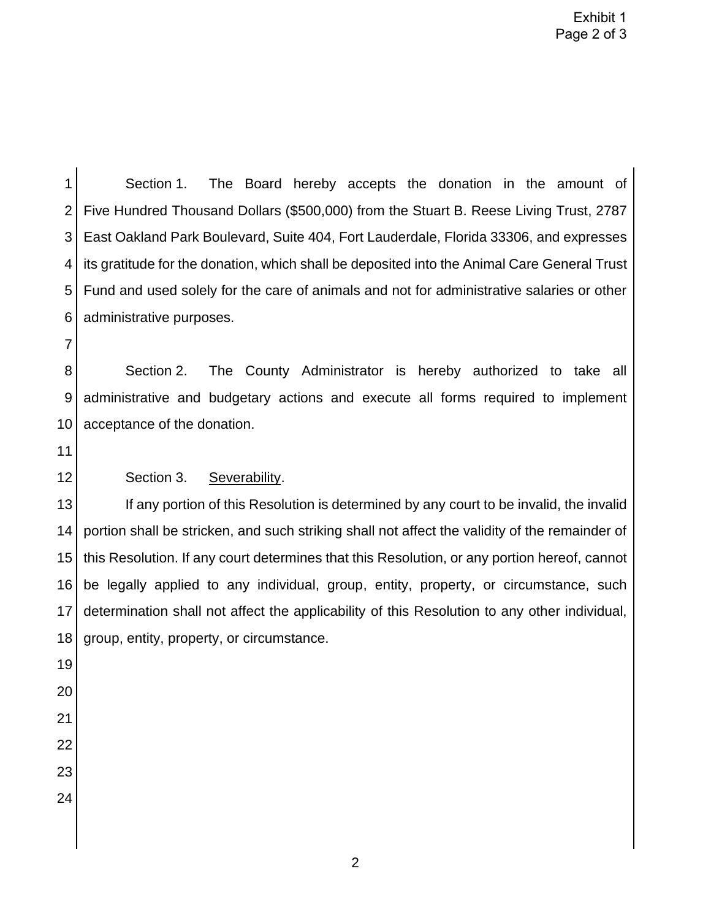Section 1. The Board hereby accepts the donation in the amount of Five Hundred Thousand Dollars ($500,000) from the Stuart B. Reese Living Trust, 2787 East Oakland Park Boulevard, Suite 404, Fort Lauderdale, Florida 33306, and expresses its gratitude for the donation, which shall be deposited into the Animal Care General Trust Fund and used solely for the care of animals and not for administrative salaries or other administrative purposes.

Section 2. The County Administrator is hereby authorized to take all administrative and budgetary actions and execute all forms required to implement acceptance of the donation.

Section 3. <u>Severability</u>.

If any portion of this Resolution is determined by any court to be invalid, the invalid portion shall be stricken, and such striking shall not affect the validity of the remainder of this Resolution. If any court determines that this Resolution, or any portion hereof, cannot be legally applied to any individual, group, entity, property, or circumstance, such determination shall not affect the applicability of this Resolution to any other individual, group, entity, property, or circumstance.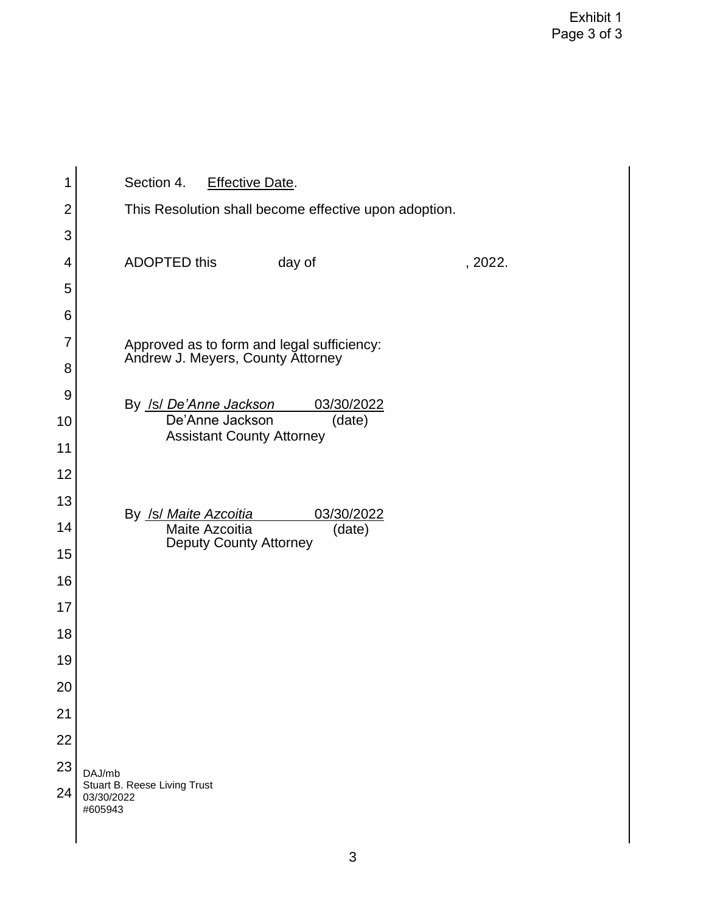Section 4. <u>Effective Date</u>.

This Resolution shall become effective upon adoption.

ADOPTED this ______ day of ____________, 2022.

Approved as to form and legal sufficiency:
Andrew J. Meyers, County Attorney

By <u>/s/ *De'Anne Jackson* 03/30/2022</u>
De'Anne Jackson (date)
Assistant County Attorney

By <u>/s/ *Maite Azcoitia* 03/30/2022</u>
Maite Azcoitia (date)
Deputy County Attorney

DAJ/mb
Stuart B. Reese Living Trust
03/30/2022
#605943